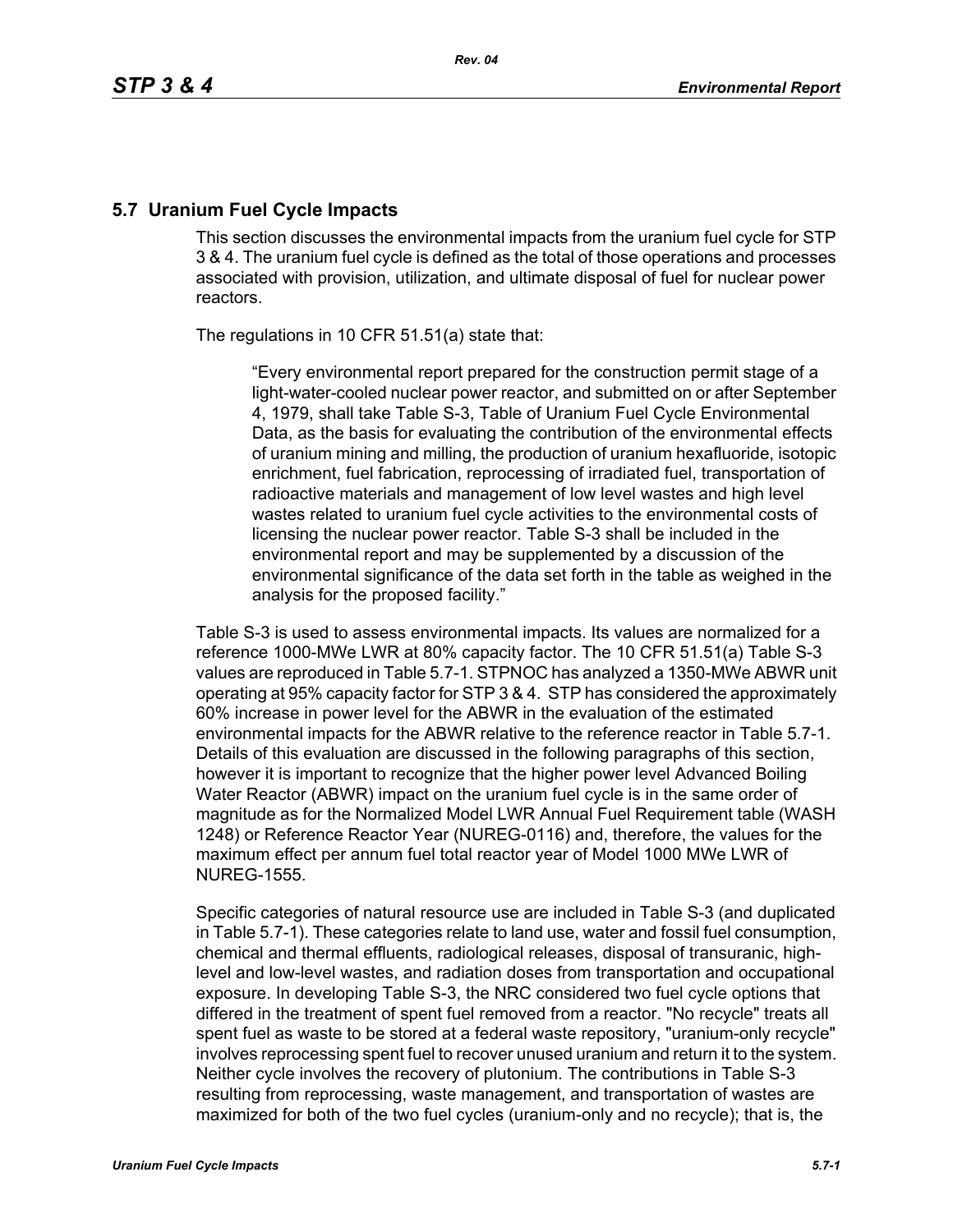## 5.7 Uranium Fuel Cycle Impacts

This section discusses the environmental impacts from the uranium fuel cycle for STP 3 & 4. The uranium fuel cycle is defined as the total of those operations and processes associated with provision, utilization, and ultimate disposal of fuel for nuclear power reactors.

The regulations in 10 CFR 51.51(a) state that:

> "Every environmental report prepared for the construction permit stage of a light-water-cooled nuclear power reactor, and submitted on or after September 4, 1979, shall take Table S-3, Table of Uranium Fuel Cycle Environmental Data, as the basis for evaluating the contribution of the environmental effects of uranium mining and milling, the production of uranium hexafluoride, isotopic enrichment, fuel fabrication, reprocessing of irradiated fuel, transportation of radioactive materials and management of low level wastes and high level wastes related to uranium fuel cycle activities to the environmental costs of licensing the nuclear power reactor. Table S-3 shall be included in the environmental report and may be supplemented by a discussion of the environmental significance of the data set forth in the table as weighed in the analysis for the proposed facility."

Table S-3 is used to assess environmental impacts. Its values are normalized for a reference 1000-MWe LWR at 80% capacity factor. The 10 CFR 51.51(a) Table S-3 values are reproduced in Table 5.7-1. STPNOC has analyzed a 1350-MWe ABWR unit operating at 95% capacity factor for STP 3 & 4. STP has considered the approximately 60% increase in power level for the ABWR in the evaluation of the estimated environmental impacts for the ABWR relative to the reference reactor in Table 5.7-1. Details of this evaluation are discussed in the following paragraphs of this section, however it is important to recognize that the higher power level Advanced Boiling Water Reactor (ABWR) impact on the uranium fuel cycle is in the same order of magnitude as for the Normalized Model LWR Annual Fuel Requirement table (WASH 1248) or Reference Reactor Year (NUREG-0116) and, therefore, the values for the maximum effect per annum fuel total reactor year of Model 1000 MWe LWR of NUREG-1555.

Specific categories of natural resource use are included in Table S-3 (and duplicated in Table 5.7-1). These categories relate to land use, water and fossil fuel consumption, chemical and thermal effluents, radiological releases, disposal of transuranic, high-level and low-level wastes, and radiation doses from transportation and occupational exposure. In developing Table S-3, the NRC considered two fuel cycle options that differed in the treatment of spent fuel removed from a reactor. "No recycle" treats all spent fuel as waste to be stored at a federal waste repository, "uranium-only recycle" involves reprocessing spent fuel to recover unused uranium and return it to the system. Neither cycle involves the recovery of plutonium. The contributions in Table S-3 resulting from reprocessing, waste management, and transportation of wastes are maximized for both of the two fuel cycles (uranium-only and no recycle); that is, the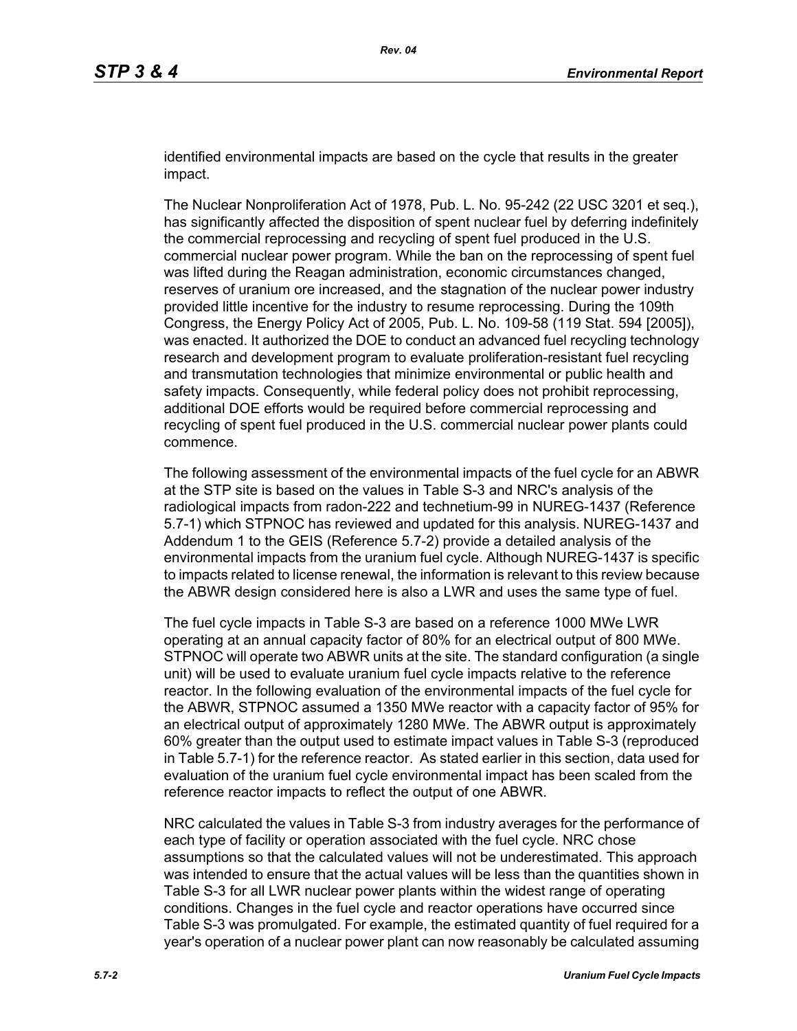identified environmental impacts are based on the cycle that results in the greater impact.

The Nuclear Nonproliferation Act of 1978, Pub. L. No. 95-242 (22 USC 3201 et seq.), has significantly affected the disposition of spent nuclear fuel by deferring indefinitely the commercial reprocessing and recycling of spent fuel produced in the U.S. commercial nuclear power program. While the ban on the reprocessing of spent fuel was lifted during the Reagan administration, economic circumstances changed, reserves of uranium ore increased, and the stagnation of the nuclear power industry provided little incentive for the industry to resume reprocessing. During the 109th Congress, the Energy Policy Act of 2005, Pub. L. No. 109-58 (119 Stat. 594 [2005]), was enacted. It authorized the DOE to conduct an advanced fuel recycling technology research and development program to evaluate proliferation-resistant fuel recycling and transmutation technologies that minimize environmental or public health and safety impacts. Consequently, while federal policy does not prohibit reprocessing, additional DOE efforts would be required before commercial reprocessing and recycling of spent fuel produced in the U.S. commercial nuclear power plants could commence.

The following assessment of the environmental impacts of the fuel cycle for an ABWR at the STP site is based on the values in Table S-3 and NRC's analysis of the radiological impacts from radon-222 and technetium-99 in NUREG-1437 (Reference 5.7-1) which STPNOC has reviewed and updated for this analysis. NUREG-1437 and Addendum 1 to the GEIS (Reference 5.7-2) provide a detailed analysis of the environmental impacts from the uranium fuel cycle. Although NUREG-1437 is specific to impacts related to license renewal, the information is relevant to this review because the ABWR design considered here is also a LWR and uses the same type of fuel.

The fuel cycle impacts in Table S-3 are based on a reference 1000 MWe LWR operating at an annual capacity factor of 80% for an electrical output of 800 MWe. STPNOC will operate two ABWR units at the site. The standard configuration (a single unit) will be used to evaluate uranium fuel cycle impacts relative to the reference reactor. In the following evaluation of the environmental impacts of the fuel cycle for the ABWR, STPNOC assumed a 1350 MWe reactor with a capacity factor of 95% for an electrical output of approximately 1280 MWe. The ABWR output is approximately 60% greater than the output used to estimate impact values in Table S-3 (reproduced in Table 5.7-1) for the reference reactor. As stated earlier in this section, data used for evaluation of the uranium fuel cycle environmental impact has been scaled from the reference reactor impacts to reflect the output of one ABWR.

NRC calculated the values in Table S-3 from industry averages for the performance of each type of facility or operation associated with the fuel cycle. NRC chose assumptions so that the calculated values will not be underestimated. This approach was intended to ensure that the actual values will be less than the quantities shown in Table S-3 for all LWR nuclear power plants within the widest range of operating conditions. Changes in the fuel cycle and reactor operations have occurred since Table S-3 was promulgated. For example, the estimated quantity of fuel required for a year's operation of a nuclear power plant can now reasonably be calculated assuming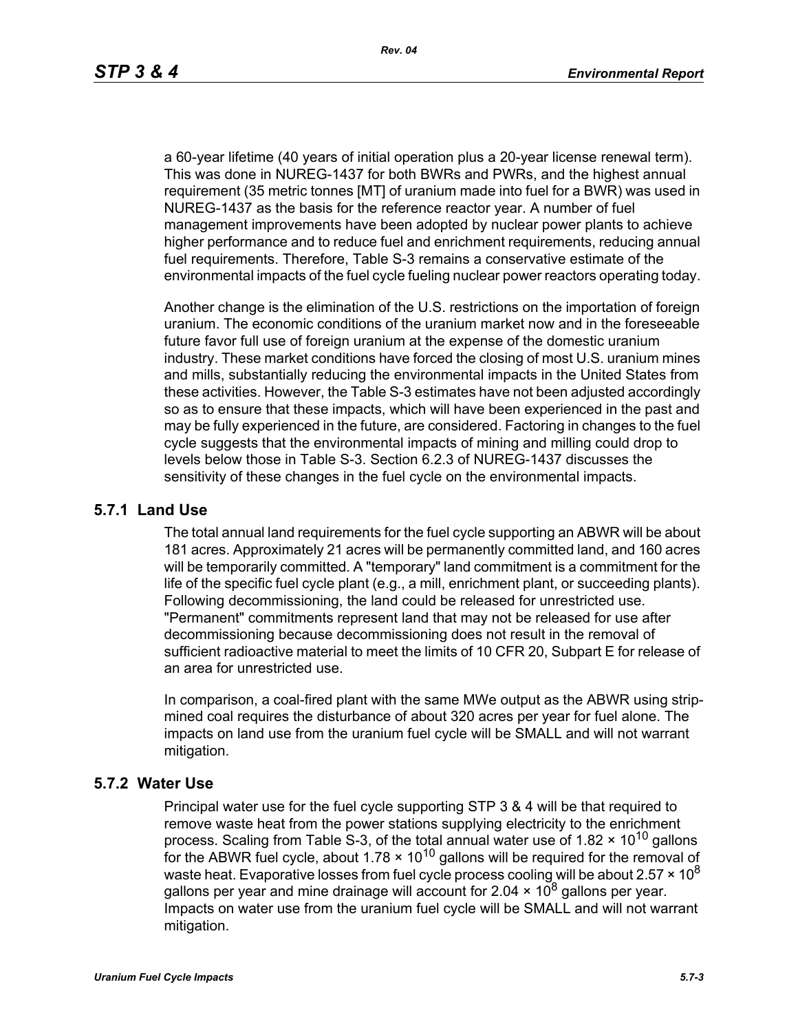a 60-year lifetime (40 years of initial operation plus a 20-year license renewal term). This was done in NUREG-1437 for both BWRs and PWRs, and the highest annual requirement (35 metric tonnes [MT] of uranium made into fuel for a BWR) was used in NUREG-1437 as the basis for the reference reactor year. A number of fuel management improvements have been adopted by nuclear power plants to achieve higher performance and to reduce fuel and enrichment requirements, reducing annual fuel requirements. Therefore, Table S-3 remains a conservative estimate of the environmental impacts of the fuel cycle fueling nuclear power reactors operating today.

Another change is the elimination of the U.S. restrictions on the importation of foreign uranium. The economic conditions of the uranium market now and in the foreseeable future favor full use of foreign uranium at the expense of the domestic uranium industry. These market conditions have forced the closing of most U.S. uranium mines and mills, substantially reducing the environmental impacts in the United States from these activities. However, the Table S-3 estimates have not been adjusted accordingly so as to ensure that these impacts, which will have been experienced in the past and may be fully experienced in the future, are considered. Factoring in changes to the fuel cycle suggests that the environmental impacts of mining and milling could drop to levels below those in Table S-3. Section 6.2.3 of NUREG-1437 discusses the sensitivity of these changes in the fuel cycle on the environmental impacts.

### 5.7.1 Land Use

The total annual land requirements for the fuel cycle supporting an ABWR will be about 181 acres. Approximately 21 acres will be permanently committed land, and 160 acres will be temporarily committed. A "temporary" land commitment is a commitment for the life of the specific fuel cycle plant (e.g., a mill, enrichment plant, or succeeding plants). Following decommissioning, the land could be released for unrestricted use. "Permanent" commitments represent land that may not be released for use after decommissioning because decommissioning does not result in the removal of sufficient radioactive material to meet the limits of 10 CFR 20, Subpart E for release of an area for unrestricted use.

In comparison, a coal-fired plant with the same MWe output as the ABWR using strip-mined coal requires the disturbance of about 320 acres per year for fuel alone. The impacts on land use from the uranium fuel cycle will be SMALL and will not warrant mitigation.

### 5.7.2 Water Use

Principal water use for the fuel cycle supporting STP 3 & 4 will be that required to remove waste heat from the power stations supplying electricity to the enrichment process. Scaling from Table S-3, of the total annual water use of $1.82 \times 10^{10}$ gallons for the ABWR fuel cycle, about $1.78 \times 10^{10}$ gallons will be required for the removal of waste heat. Evaporative losses from fuel cycle process cooling will be about $2.57 \times 10^{8}$ gallons per year and mine drainage will account for $2.04 \times 10^{8}$ gallons per year. Impacts on water use from the uranium fuel cycle will be SMALL and will not warrant mitigation.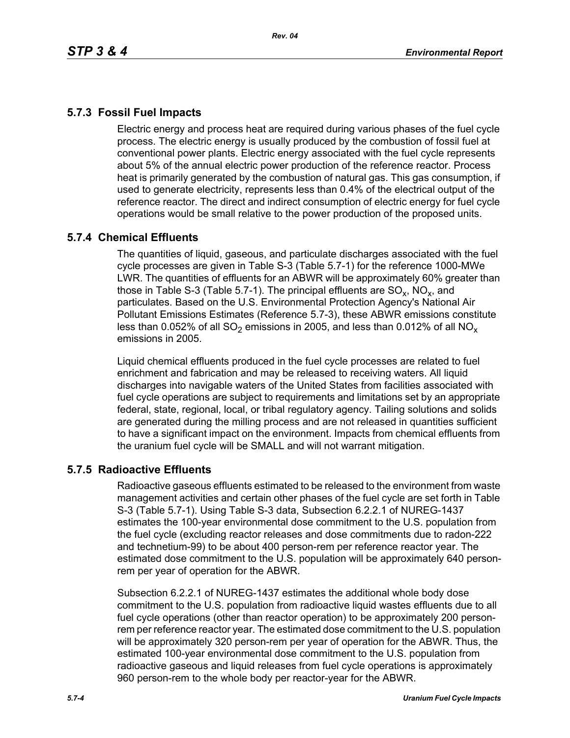## 5.7.3 Fossil Fuel Impacts

Electric energy and process heat are required during various phases of the fuel cycle process. The electric energy is usually produced by the combustion of fossil fuel at conventional power plants. Electric energy associated with the fuel cycle represents about 5% of the annual electric power production of the reference reactor. Process heat is primarily generated by the combustion of natural gas. This gas consumption, if used to generate electricity, represents less than 0.4% of the electrical output of the reference reactor. The direct and indirect consumption of electric energy for fuel cycle operations would be small relative to the power production of the proposed units.

## 5.7.4 Chemical Effluents

The quantities of liquid, gaseous, and particulate discharges associated with the fuel cycle processes are given in Table S-3 (Table 5.7-1) for the reference 1000-MWe LWR. The quantities of effluents for an ABWR will be approximately 60% greater than those in Table S-3 (Table 5.7-1). The principal effluents are $SO_x$, $NO_x$, and particulates. Based on the U.S. Environmental Protection Agency's National Air Pollutant Emissions Estimates (Reference 5.7-3), these ABWR emissions constitute less than 0.052% of all $SO_2$ emissions in 2005, and less than 0.012% of all $NO_x$ emissions in 2005.

Liquid chemical effluents produced in the fuel cycle processes are related to fuel enrichment and fabrication and may be released to receiving waters. All liquid discharges into navigable waters of the United States from facilities associated with fuel cycle operations are subject to requirements and limitations set by an appropriate federal, state, regional, local, or tribal regulatory agency. Tailing solutions and solids are generated during the milling process and are not released in quantities sufficient to have a significant impact on the environment. Impacts from chemical effluents from the uranium fuel cycle will be SMALL and will not warrant mitigation.

## 5.7.5 Radioactive Effluents

Radioactive gaseous effluents estimated to be released to the environment from waste management activities and certain other phases of the fuel cycle are set forth in Table S-3 (Table 5.7-1). Using Table S-3 data, Subsection 6.2.2.1 of NUREG-1437 estimates the 100-year environmental dose commitment to the U.S. population from the fuel cycle (excluding reactor releases and dose commitments due to radon-222 and technetium-99) to be about 400 person-rem per reference reactor year. The estimated dose commitment to the U.S. population will be approximately 640 person-rem per year of operation for the ABWR.

Subsection 6.2.2.1 of NUREG-1437 estimates the additional whole body dose commitment to the U.S. population from radioactive liquid wastes effluents due to all fuel cycle operations (other than reactor operation) to be approximately 200 person-rem per reference reactor year. The estimated dose commitment to the U.S. population will be approximately 320 person-rem per year of operation for the ABWR. Thus, the estimated 100-year environmental dose commitment to the U.S. population from radioactive gaseous and liquid releases from fuel cycle operations is approximately 960 person-rem to the whole body per reactor-year for the ABWR.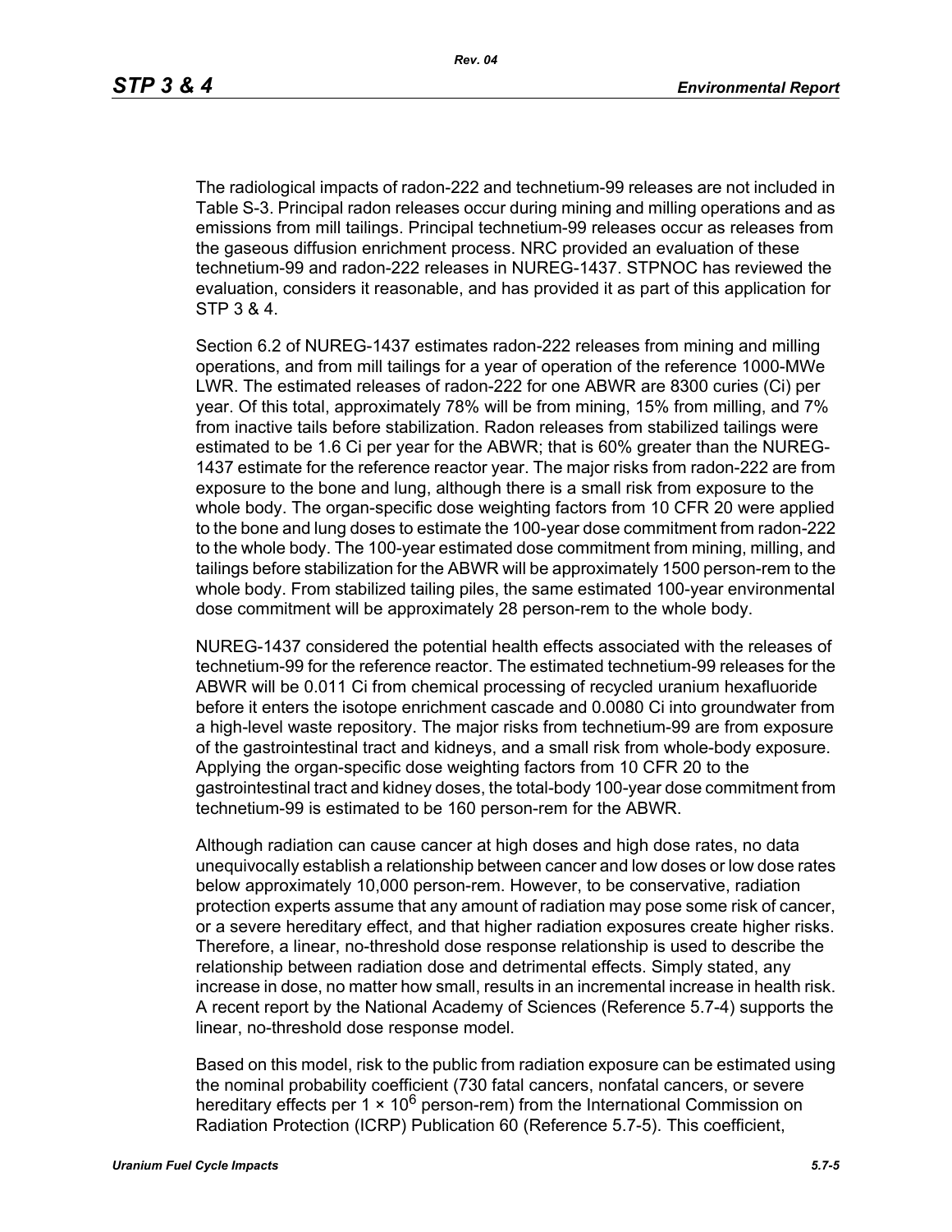The radiological impacts of radon-222 and technetium-99 releases are not included in Table S-3. Principal radon releases occur during mining and milling operations and as emissions from mill tailings. Principal technetium-99 releases occur as releases from the gaseous diffusion enrichment process. NRC provided an evaluation of these technetium-99 and radon-222 releases in NUREG-1437. STPNOC has reviewed the evaluation, considers it reasonable, and has provided it as part of this application for STP 3 & 4.

Section 6.2 of NUREG-1437 estimates radon-222 releases from mining and milling operations, and from mill tailings for a year of operation of the reference 1000-MWe LWR. The estimated releases of radon-222 for one ABWR are 8300 curies (Ci) per year. Of this total, approximately 78% will be from mining, 15% from milling, and 7% from inactive tails before stabilization. Radon releases from stabilized tailings were estimated to be 1.6 Ci per year for the ABWR; that is 60% greater than the NUREG-1437 estimate for the reference reactor year. The major risks from radon-222 are from exposure to the bone and lung, although there is a small risk from exposure to the whole body. The organ-specific dose weighting factors from 10 CFR 20 were applied to the bone and lung doses to estimate the 100-year dose commitment from radon-222 to the whole body. The 100-year estimated dose commitment from mining, milling, and tailings before stabilization for the ABWR will be approximately 1500 person-rem to the whole body. From stabilized tailing piles, the same estimated 100-year environmental dose commitment will be approximately 28 person-rem to the whole body.

NUREG-1437 considered the potential health effects associated with the releases of technetium-99 for the reference reactor. The estimated technetium-99 releases for the ABWR will be 0.011 Ci from chemical processing of recycled uranium hexafluoride before it enters the isotope enrichment cascade and 0.0080 Ci into groundwater from a high-level waste repository. The major risks from technetium-99 are from exposure of the gastrointestinal tract and kidneys, and a small risk from whole-body exposure. Applying the organ-specific dose weighting factors from 10 CFR 20 to the gastrointestinal tract and kidney doses, the total-body 100-year dose commitment from technetium-99 is estimated to be 160 person-rem for the ABWR.

Although radiation can cause cancer at high doses and high dose rates, no data unequivocally establish a relationship between cancer and low doses or low dose rates below approximately 10,000 person-rem. However, to be conservative, radiation protection experts assume that any amount of radiation may pose some risk of cancer, or a severe hereditary effect, and that higher radiation exposures create higher risks. Therefore, a linear, no-threshold dose response relationship is used to describe the relationship between radiation dose and detrimental effects. Simply stated, any increase in dose, no matter how small, results in an incremental increase in health risk. A recent report by the National Academy of Sciences (Reference 5.7-4) supports the linear, no-threshold dose response model.

Based on this model, risk to the public from radiation exposure can be estimated using the nominal probability coefficient (730 fatal cancers, nonfatal cancers, or severe hereditary effects per $1 \times 10^6$ person-rem) from the International Commission on Radiation Protection (ICRP) Publication 60 (Reference 5.7-5). This coefficient,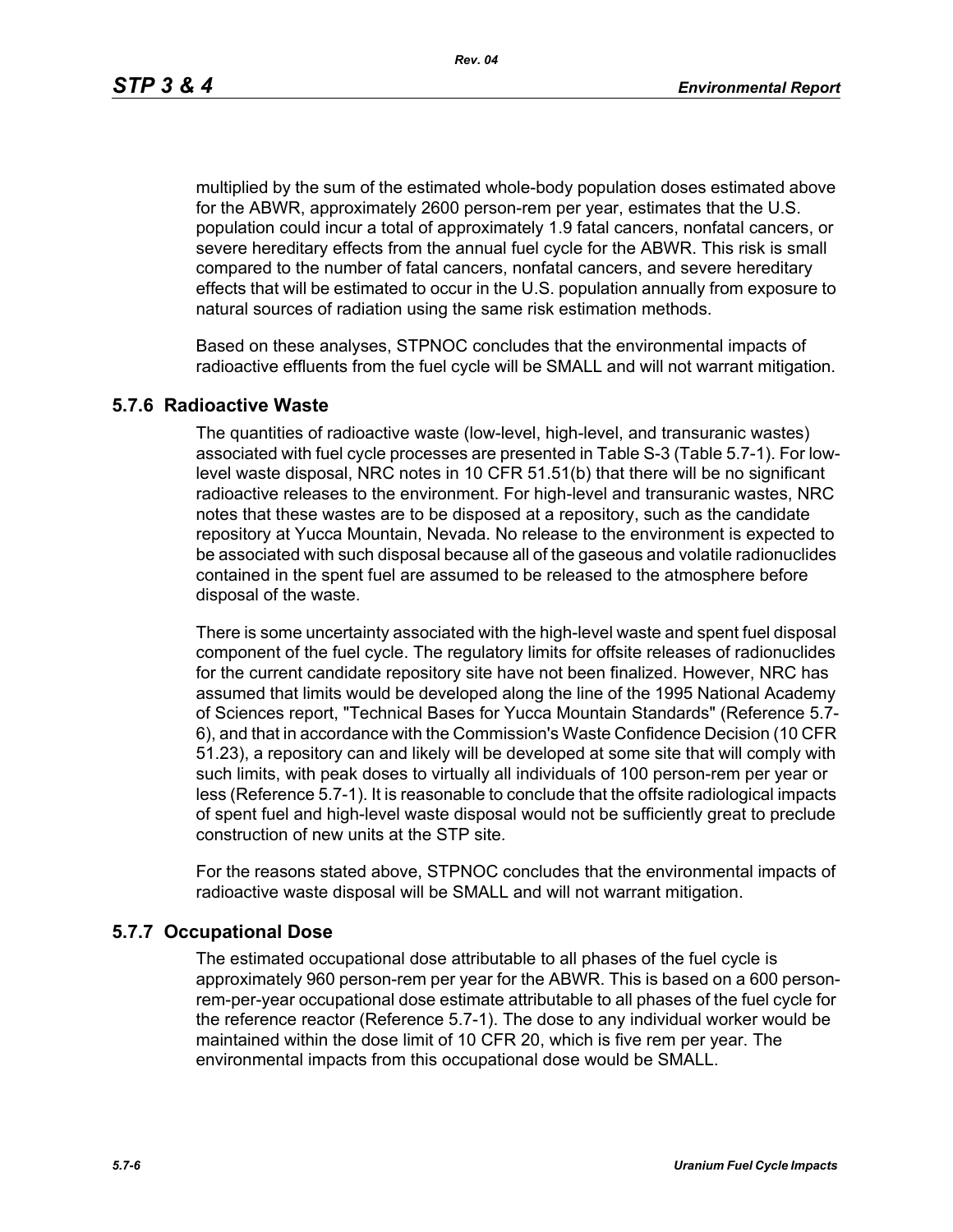multiplied by the sum of the estimated whole-body population doses estimated above for the ABWR, approximately 2600 person-rem per year, estimates that the U.S. population could incur a total of approximately 1.9 fatal cancers, nonfatal cancers, or severe hereditary effects from the annual fuel cycle for the ABWR. This risk is small compared to the number of fatal cancers, nonfatal cancers, and severe hereditary effects that will be estimated to occur in the U.S. population annually from exposure to natural sources of radiation using the same risk estimation methods.

Based on these analyses, STPNOC concludes that the environmental impacts of radioactive effluents from the fuel cycle will be SMALL and will not warrant mitigation.

### 5.7.6 Radioactive Waste

The quantities of radioactive waste (low-level, high-level, and transuranic wastes) associated with fuel cycle processes are presented in Table S-3 (Table 5.7-1). For low-level waste disposal, NRC notes in 10 CFR 51.51(b) that there will be no significant radioactive releases to the environment. For high-level and transuranic wastes, NRC notes that these wastes are to be disposed at a repository, such as the candidate repository at Yucca Mountain, Nevada. No release to the environment is expected to be associated with such disposal because all of the gaseous and volatile radionuclides contained in the spent fuel are assumed to be released to the atmosphere before disposal of the waste.

There is some uncertainty associated with the high-level waste and spent fuel disposal component of the fuel cycle. The regulatory limits for offsite releases of radionuclides for the current candidate repository site have not been finalized. However, NRC has assumed that limits would be developed along the line of the 1995 National Academy of Sciences report, "Technical Bases for Yucca Mountain Standards" (Reference 5.7-6), and that in accordance with the Commission's Waste Confidence Decision (10 CFR 51.23), a repository can and likely will be developed at some site that will comply with such limits, with peak doses to virtually all individuals of 100 person-rem per year or less (Reference 5.7-1). It is reasonable to conclude that the offsite radiological impacts of spent fuel and high-level waste disposal would not be sufficiently great to preclude construction of new units at the STP site.

For the reasons stated above, STPNOC concludes that the environmental impacts of radioactive waste disposal will be SMALL and will not warrant mitigation.

### 5.7.7 Occupational Dose

The estimated occupational dose attributable to all phases of the fuel cycle is approximately 960 person-rem per year for the ABWR. This is based on a 600 person-rem-per-year occupational dose estimate attributable to all phases of the fuel cycle for the reference reactor (Reference 5.7-1). The dose to any individual worker would be maintained within the dose limit of 10 CFR 20, which is five rem per year. The environmental impacts from this occupational dose would be SMALL.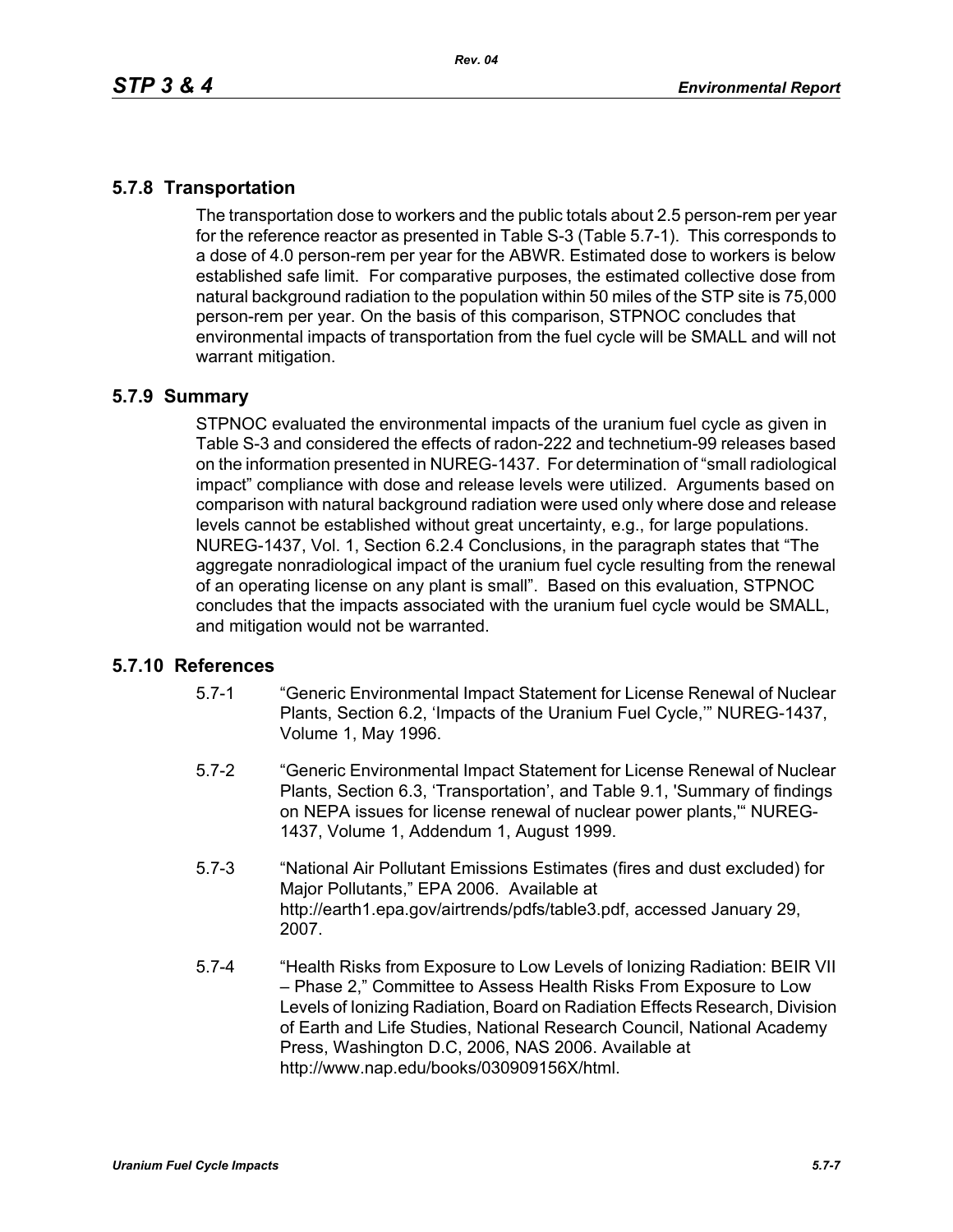## 5.7.8 Transportation

The transportation dose to workers and the public totals about 2.5 person-rem per year for the reference reactor as presented in Table S-3 (Table 5.7-1). This corresponds to a dose of 4.0 person-rem per year for the ABWR. Estimated dose to workers is below established safe limit. For comparative purposes, the estimated collective dose from natural background radiation to the population within 50 miles of the STP site is 75,000 person-rem per year. On the basis of this comparison, STPNOC concludes that environmental impacts of transportation from the fuel cycle will be SMALL and will not warrant mitigation.

## 5.7.9 Summary

STPNOC evaluated the environmental impacts of the uranium fuel cycle as given in Table S-3 and considered the effects of radon-222 and technetium-99 releases based on the information presented in NUREG-1437. For determination of "small radiological impact" compliance with dose and release levels were utilized. Arguments based on comparison with natural background radiation were used only where dose and release levels cannot be established without great uncertainty, e.g., for large populations. NUREG-1437, Vol. 1, Section 6.2.4 Conclusions, in the paragraph states that "The aggregate nonradiological impact of the uranium fuel cycle resulting from the renewal of an operating license on any plant is small". Based on this evaluation, STPNOC concludes that the impacts associated with the uranium fuel cycle would be SMALL, and mitigation would not be warranted.

## 5.7.10 References

5.7-1 "Generic Environmental Impact Statement for License Renewal of Nuclear Plants, Section 6.2, 'Impacts of the Uranium Fuel Cycle,'" NUREG-1437, Volume 1, May 1996.

5.7-2 "Generic Environmental Impact Statement for License Renewal of Nuclear Plants, Section 6.3, 'Transportation', and Table 9.1, 'Summary of findings on NEPA issues for license renewal of nuclear power plants,'" NUREG-1437, Volume 1, Addendum 1, August 1999.

5.7-3 "National Air Pollutant Emissions Estimates (fires and dust excluded) for Major Pollutants," EPA 2006. Available at http://earth1.epa.gov/airtrends/pdfs/table3.pdf, accessed January 29, 2007.

5.7-4 "Health Risks from Exposure to Low Levels of Ionizing Radiation: BEIR VII – Phase 2," Committee to Assess Health Risks From Exposure to Low Levels of Ionizing Radiation, Board on Radiation Effects Research, Division of Earth and Life Studies, National Research Council, National Academy Press, Washington D.C, 2006, NAS 2006. Available at http://www.nap.edu/books/030909156X/html.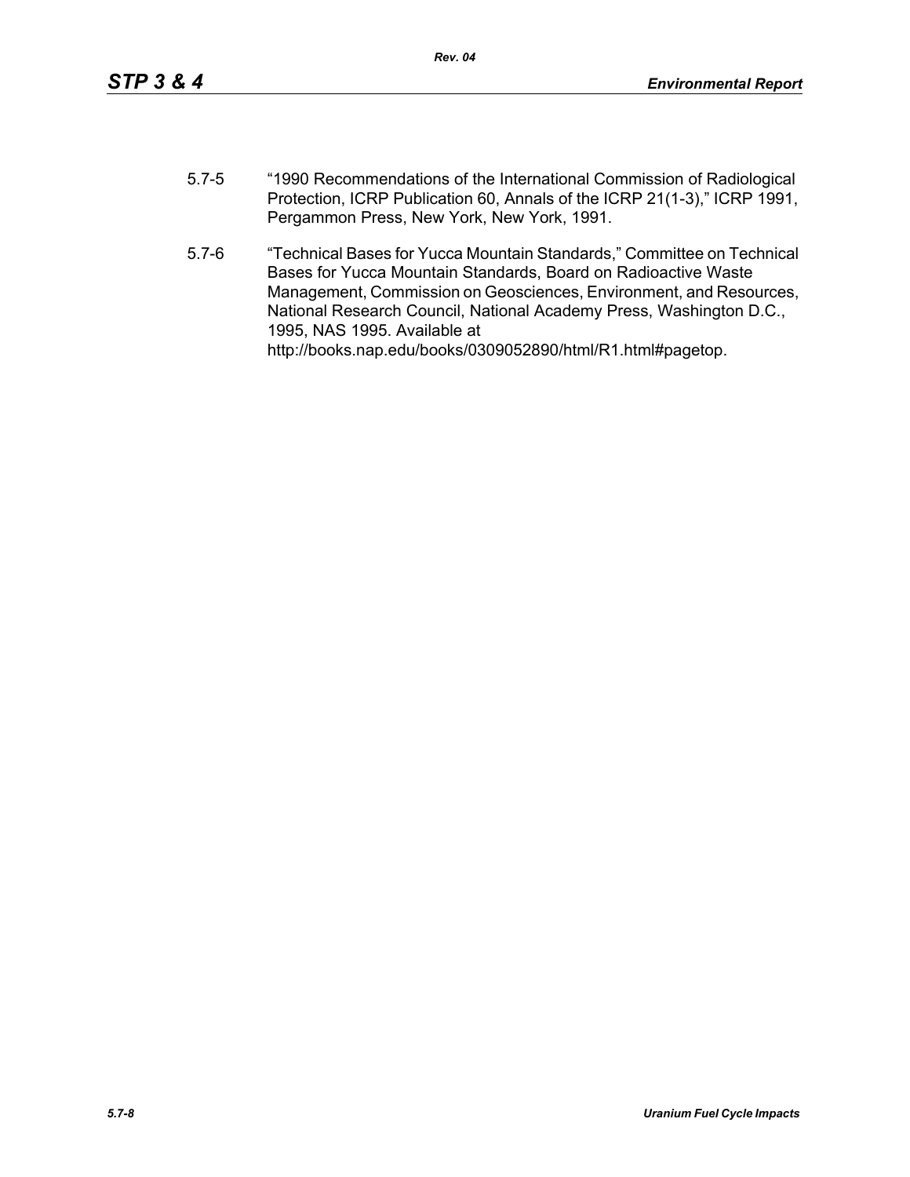5.7-5 "1990 Recommendations of the International Commission of Radiological Protection, ICRP Publication 60, Annals of the ICRP 21(1-3)," ICRP 1991, Pergammon Press, New York, New York, 1991.

5.7-6 "Technical Bases for Yucca Mountain Standards," Committee on Technical Bases for Yucca Mountain Standards, Board on Radioactive Waste Management, Commission on Geosciences, Environment, and Resources, National Research Council, National Academy Press, Washington D.C., 1995, NAS 1995. Available at http://books.nap.edu/books/0309052890/html/R1.html#pagetop.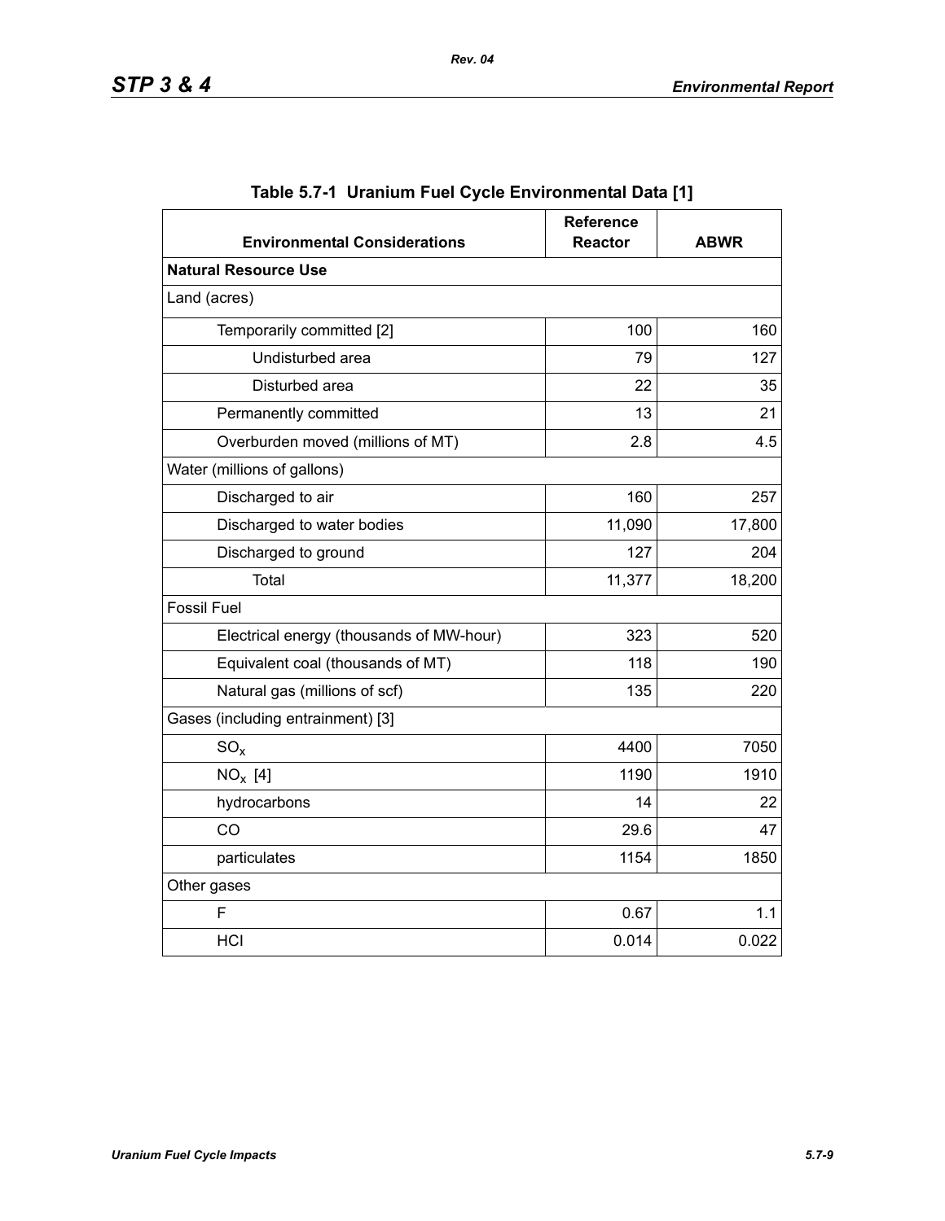**Table 5.7-1 Uranium Fuel Cycle Environmental Data [1]**

| Environmental Considerations | Reference Reactor | ABWR |
|---|---|---|
| **Natural Resource Use** | | |
| Land (acres) | | |
| Temporarily committed [2] | 100 | 160 |
| Undisturbed area | 79 | 127 |
| Disturbed area | 22 | 35 |
| Permanently committed | 13 | 21 |
| Overburden moved (millions of MT) | 2.8 | 4.5 |
| Water (millions of gallons) | | |
| Discharged to air | 160 | 257 |
| Discharged to water bodies | 11,090 | 17,800 |
| Discharged to ground | 127 | 204 |
| Total | 11,377 | 18,200 |
| Fossil Fuel | | |
| Electrical energy (thousands of MW-hour) | 323 | 520 |
| Equivalent coal (thousands of MT) | 118 | 190 |
| Natural gas (millions of scf) | 135 | 220 |
| Gases (including entrainment) [3] | | |
| $SO_x$ | 4400 | 7050 |
| $NO_x$ [4] | 1190 | 1910 |
| hydrocarbons | 14 | 22 |
| CO | 29.6 | 47 |
| particulates | 1154 | 1850 |
| Other gases | | |
| F | 0.67 | 1.1 |
| HCl | 0.014 | 0.022 |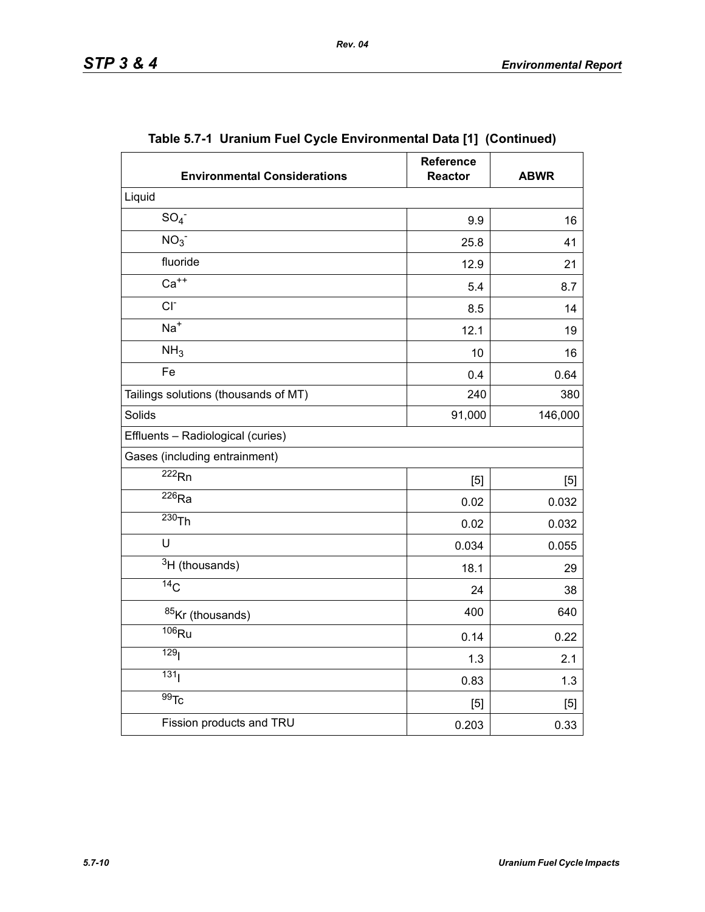**Table 5.7-1 Uranium Fuel Cycle Environmental Data [1] (Continued)**

| Environmental Considerations | Reference Reactor | ABWR |
|---|---|---|
| Liquid | | |
| $SO_4^-$ | 9.9 | 16 |
| $NO_3^-$ | 25.8 | 41 |
| fluoride | 12.9 | 21 |
| $Ca^{++}$ | 5.4 | 8.7 |
| $Cl^-$ | 8.5 | 14 |
| $Na^+$ | 12.1 | 19 |
| $NH_3$ | 10 | 16 |
| Fe | 0.4 | 0.64 |
| Tailings solutions (thousands of MT) | 240 | 380 |
| Solids | 91,000 | 146,000 |
| Effluents – Radiological (curies) | | |
| Gases (including entrainment) | | |
| $^{222}Rn$ | [5] | [5] |
| $^{226}Ra$ | 0.02 | 0.032 |
| $^{230}Th$ | 0.02 | 0.032 |
| U | 0.034 | 0.055 |
| $^{3}H$ (thousands) | 18.1 | 29 |
| $^{14}C$ | 24 | 38 |
| $^{85}Kr$ (thousands) | 400 | 640 |
| $^{106}Ru$ | 0.14 | 0.22 |
| $^{129}I$ | 1.3 | 2.1 |
| $^{131}I$ | 0.83 | 1.3 |
| $^{99}Tc$ | [5] | [5] |
| Fission products and TRU | 0.203 | 0.33 |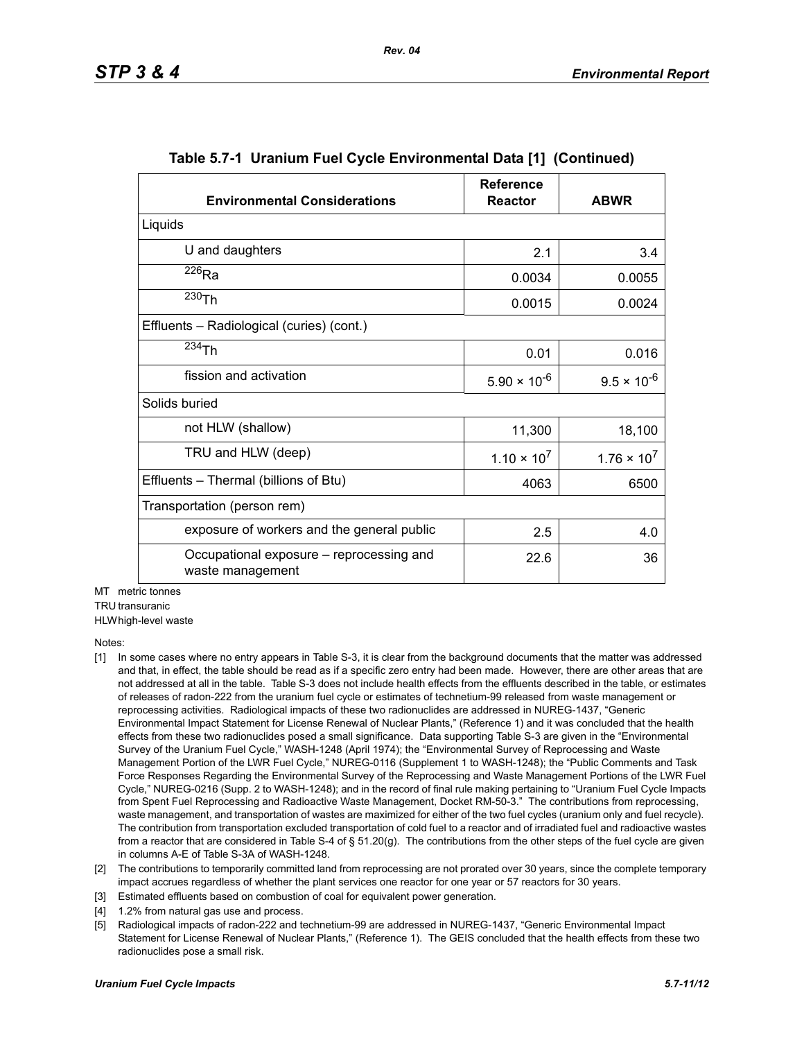**Table 5.7-1 Uranium Fuel Cycle Environmental Data [1] (Continued)**

| Environmental Considerations | Reference Reactor | ABWR |
|---|---|---|
| Liquids | | |
| U and daughters | 2.1 | 3.4 |
| $^{226}Ra$ | 0.0034 | 0.0055 |
| $^{230}Th$ | 0.0015 | 0.0024 |
| Effluents – Radiological (curies) (cont.) | | |
| $^{234}Th$ | 0.01 | 0.016 |
| fission and activation | $5.90 \times 10^{-6}$ | $9.5 \times 10^{-6}$ |
| Solids buried | | |
| not HLW (shallow) | 11,300 | 18,100 |
| TRU and HLW (deep) | $1.10 \times 10^{7}$ | $1.76 \times 10^{7}$ |
| Effluents – Thermal (billions of Btu) | 4063 | 6500 |
| Transportation (person rem) | | |
| exposure of workers and the general public | 2.5 | 4.0 |
| Occupational exposure – reprocessing and waste management | 22.6 | 36 |

MT metric tonnes
TRU transuranic
HLW high-level waste

Notes:

[1] In some cases where no entry appears in Table S-3, it is clear from the background documents that the matter was addressed and that, in effect, the table should be read as if a specific zero entry had been made. However, there are other areas that are not addressed at all in the table. Table S-3 does not include health effects from the effluents described in the table, or estimates of releases of radon-222 from the uranium fuel cycle or estimates of technetium-99 released from waste management or reprocessing activities. Radiological impacts of these two radionuclides are addressed in NUREG-1437, "Generic Environmental Impact Statement for License Renewal of Nuclear Plants," (Reference 1) and it was concluded that the health effects from these two radionuclides posed a small significance. Data supporting Table S-3 are given in the "Environmental Survey of the Uranium Fuel Cycle," WASH-1248 (April 1974); the "Environmental Survey of Reprocessing and Waste Management Portion of the LWR Fuel Cycle," NUREG-0116 (Supplement 1 to WASH-1248); the "Public Comments and Task Force Responses Regarding the Environmental Survey of the Reprocessing and Waste Management Portions of the LWR Fuel Cycle," NUREG-0216 (Supp. 2 to WASH-1248); and in the record of final rule making pertaining to "Uranium Fuel Cycle Impacts from Spent Fuel Reprocessing and Radioactive Waste Management, Docket RM-50-3." The contributions from reprocessing, waste management, and transportation of wastes are maximized for either of the two fuel cycles (uranium only and fuel recycle). The contribution from transportation excluded transportation of cold fuel to a reactor and of irradiated fuel and radioactive wastes from a reactor that are considered in Table S-4 of § 51.20(g). The contributions from the other steps of the fuel cycle are given in columns A-E of Table S-3A of WASH-1248.

[2] The contributions to temporarily committed land from reprocessing are not prorated over 30 years, since the complete temporary impact accrues regardless of whether the plant services one reactor for one year or 57 reactors for 30 years.

[3] Estimated effluents based on combustion of coal for equivalent power generation.

[4] 1.2% from natural gas use and process.

[5] Radiological impacts of radon-222 and technetium-99 are addressed in NUREG-1437, "Generic Environmental Impact Statement for License Renewal of Nuclear Plants," (Reference 1). The GEIS concluded that the health effects from these two radionuclides pose a small risk.